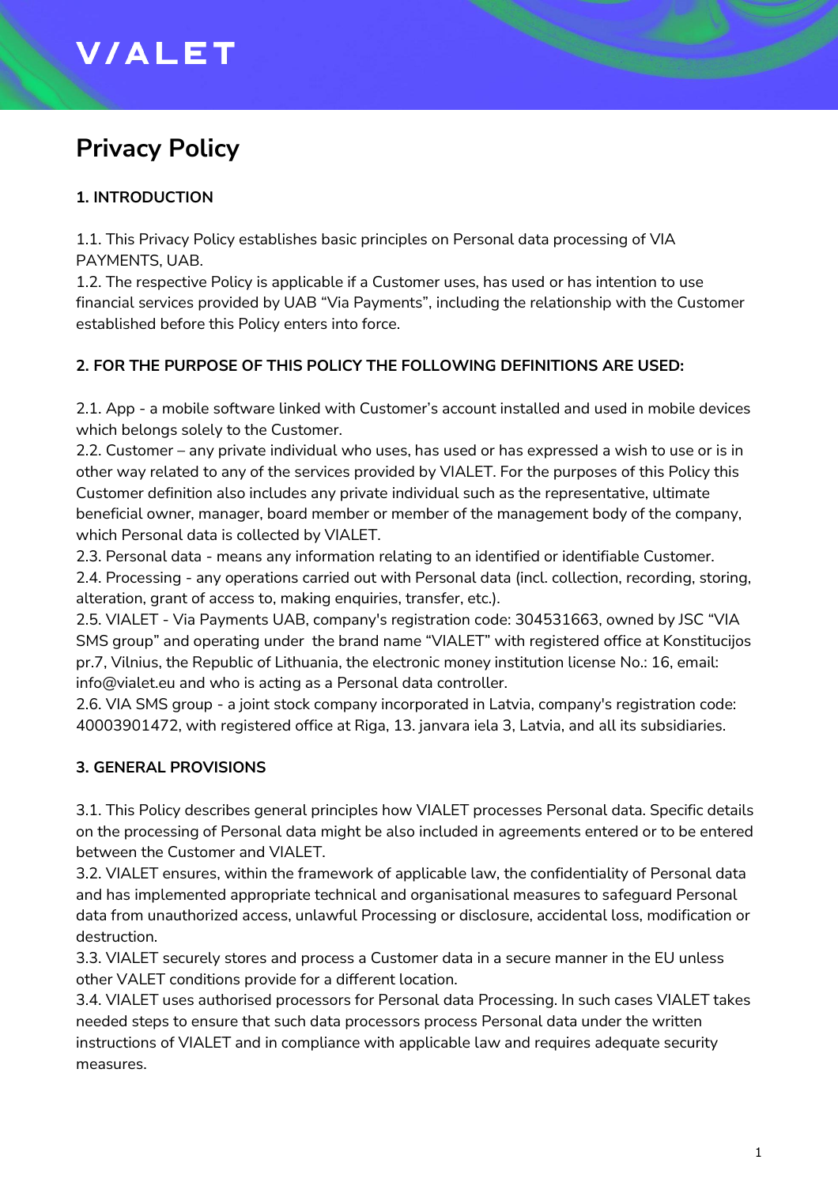# Privacy Policy

**1. INTRODUCTION**

1.1. This Privacy Policy establishes basic principles on Personal data processing of VIA PAYMENTS, UAB.
1.2. The respective Policy is applicable if a Customer uses, has used or has intention to use financial services provided by UAB "Via Payments", including the relationship with the Customer established before this Policy enters into force.

**2. FOR THE PURPOSE OF THIS POLICY THE FOLLOWING DEFINITIONS ARE USED:**

2.1. App - a mobile software linked with Customer's account installed and used in mobile devices which belongs solely to the Customer.
2.2. Customer – any private individual who uses, has used or has expressed a wish to use or is in other way related to any of the services provided by VIALET. For the purposes of this Policy this Customer definition also includes any private individual such as the representative, ultimate beneficial owner, manager, board member or member of the management body of the company, which Personal data is collected by VIALET.
2.3. Personal data - means any information relating to an identified or identifiable Customer.
2.4. Processing - any operations carried out with Personal data (incl. collection, recording, storing, alteration, grant of access to, making enquiries, transfer, etc.).
2.5. VIALET - Via Payments UAB, company's registration code: 304531663, owned by JSC "VIA SMS group" and operating under the brand name "VIALET" with registered office at Konstitucijos pr.7, Vilnius, the Republic of Lithuania, the electronic money institution license No.: 16, email: info@vialet.eu and who is acting as a Personal data controller.
2.6. VIA SMS group - a joint stock company incorporated in Latvia, company's registration code: 40003901472, with registered office at Riga, 13. janvara iela 3, Latvia, and all its subsidiaries.

**3. GENERAL PROVISIONS**

3.1. This Policy describes general principles how VIALET processes Personal data. Specific details on the processing of Personal data might be also included in agreements entered or to be entered between the Customer and VIALET.
3.2. VIALET ensures, within the framework of applicable law, the confidentiality of Personal data and has implemented appropriate technical and organisational measures to safeguard Personal data from unauthorized access, unlawful Processing or disclosure, accidental loss, modification or destruction.
3.3. VIALET securely stores and process a Customer data in a secure manner in the EU unless other VALET conditions provide for a different location.
3.4. VIALET uses authorised processors for Personal data Processing. In such cases VIALET takes needed steps to ensure that such data processors process Personal data under the written instructions of VIALET and in compliance with applicable law and requires adequate security measures.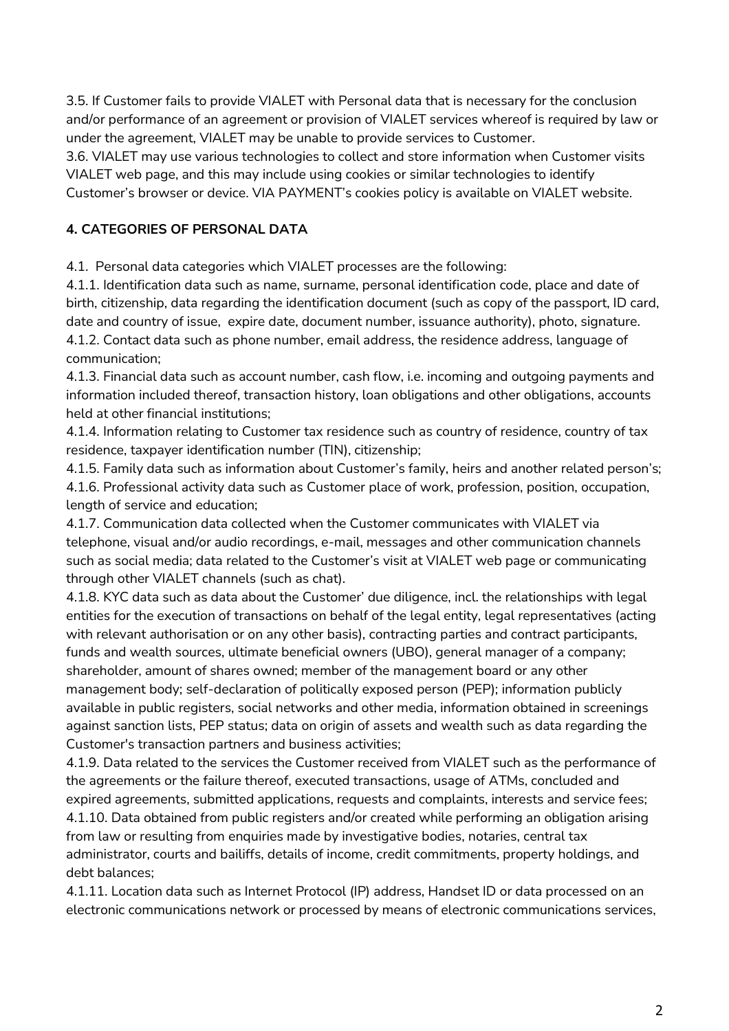3.5. If Customer fails to provide VIALET with Personal data that is necessary for the conclusion and/or performance of an agreement or provision of VIALET services whereof is required by law or under the agreement, VIALET may be unable to provide services to Customer.

3.6. VIALET may use various technologies to collect and store information when Customer visits VIALET web page, and this may include using cookies or similar technologies to identify Customer's browser or device. VIA PAYMENT's cookies policy is available on VIALET website.

## 4. CATEGORIES OF PERSONAL DATA

4.1. Personal data categories which VIALET processes are the following:

4.1.1. Identification data such as name, surname, personal identification code, place and date of birth, citizenship, data regarding the identification document (such as copy of the passport, ID card, date and country of issue, expire date, document number, issuance authority), photo, signature.

4.1.2. Contact data such as phone number, email address, the residence address, language of communication;

4.1.3. Financial data such as account number, cash flow, i.e. incoming and outgoing payments and information included thereof, transaction history, loan obligations and other obligations, accounts held at other financial institutions;

4.1.4. Information relating to Customer tax residence such as country of residence, country of tax residence, taxpayer identification number (TIN), citizenship;

4.1.5. Family data such as information about Customer's family, heirs and another related person's;

4.1.6. Professional activity data such as Customer place of work, profession, position, occupation, length of service and education;

4.1.7. Communication data collected when the Customer communicates with VIALET via telephone, visual and/or audio recordings, e-mail, messages and other communication channels such as social media; data related to the Customer's visit at VIALET web page or communicating through other VIALET channels (such as chat).

4.1.8. KYC data such as data about the Customer' due diligence, incl. the relationships with legal entities for the execution of transactions on behalf of the legal entity, legal representatives (acting with relevant authorisation or on any other basis), contracting parties and contract participants, funds and wealth sources, ultimate beneficial owners (UBO), general manager of a company; shareholder, amount of shares owned; member of the management board or any other management body; self-declaration of politically exposed person (PEP); information publicly available in public registers, social networks and other media, information obtained in screenings against sanction lists, PEP status; data on origin of assets and wealth such as data regarding the Customer's transaction partners and business activities;

4.1.9. Data related to the services the Customer received from VIALET such as the performance of the agreements or the failure thereof, executed transactions, usage of ATMs, concluded and expired agreements, submitted applications, requests and complaints, interests and service fees;

4.1.10. Data obtained from public registers and/or created while performing an obligation arising from law or resulting from enquiries made by investigative bodies, notaries, central tax administrator, courts and bailiffs, details of income, credit commitments, property holdings, and debt balances;

4.1.11. Location data such as Internet Protocol (IP) address, Handset ID or data processed on an electronic communications network or processed by means of electronic communications services,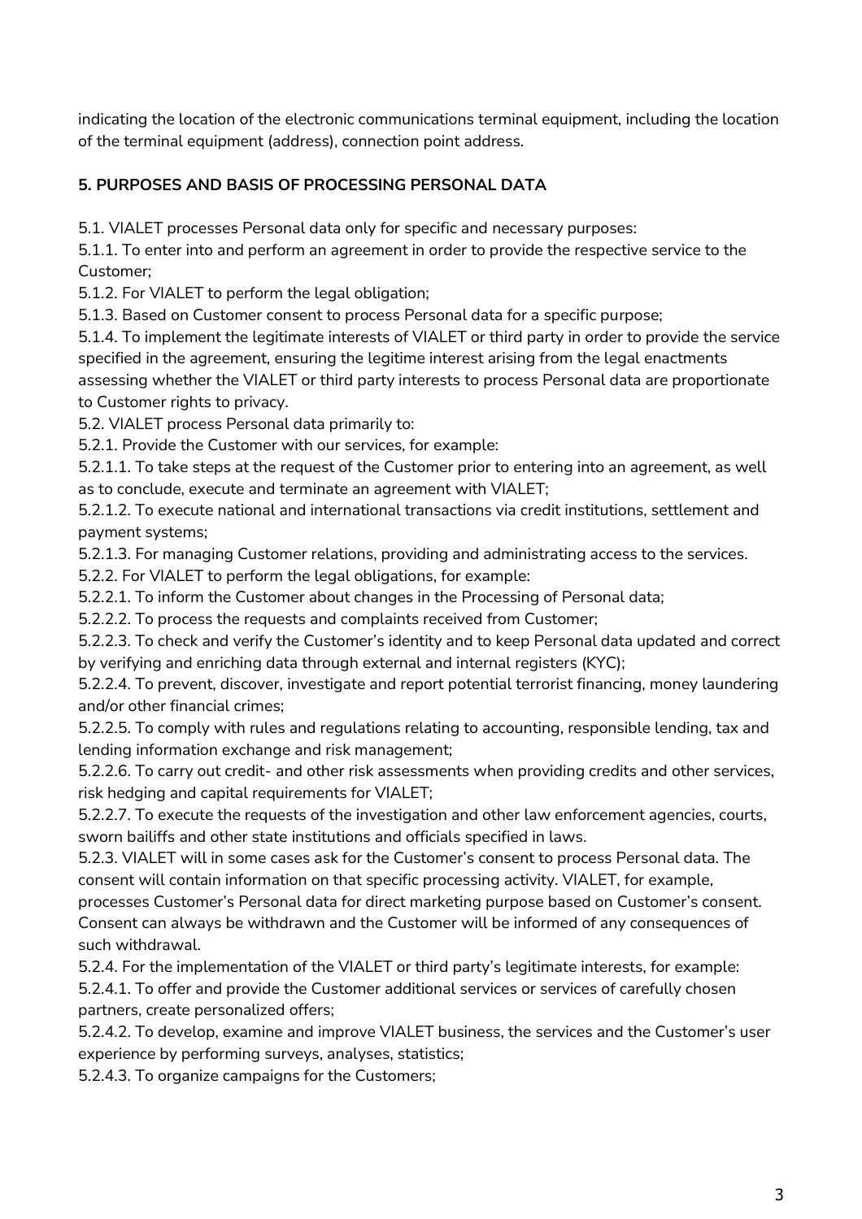indicating the location of the electronic communications terminal equipment, including the location of the terminal equipment (address), connection point address.

**5. PURPOSES AND BASIS OF PROCESSING PERSONAL DATA**

5.1. VIALET processes Personal data only for specific and necessary purposes:
5.1.1. To enter into and perform an agreement in order to provide the respective service to the Customer;
5.1.2. For VIALET to perform the legal obligation;
5.1.3. Based on Customer consent to process Personal data for a specific purpose;
5.1.4. To implement the legitimate interests of VIALET or third party in order to provide the service specified in the agreement, ensuring the legitime interest arising from the legal enactments assessing whether the VIALET or third party interests to process Personal data are proportionate to Customer rights to privacy.
5.2. VIALET process Personal data primarily to:
5.2.1. Provide the Customer with our services, for example:
5.2.1.1. To take steps at the request of the Customer prior to entering into an agreement, as well as to conclude, execute and terminate an agreement with VIALET;
5.2.1.2. To execute national and international transactions via credit institutions, settlement and payment systems;
5.2.1.3. For managing Customer relations, providing and administrating access to the services.
5.2.2. For VIALET to perform the legal obligations, for example:
5.2.2.1. To inform the Customer about changes in the Processing of Personal data;
5.2.2.2. To process the requests and complaints received from Customer;
5.2.2.3. To check and verify the Customer's identity and to keep Personal data updated and correct by verifying and enriching data through external and internal registers (KYC);
5.2.2.4. To prevent, discover, investigate and report potential terrorist financing, money laundering and/or other financial crimes;
5.2.2.5. To comply with rules and regulations relating to accounting, responsible lending, tax and lending information exchange and risk management;
5.2.2.6. To carry out credit- and other risk assessments when providing credits and other services, risk hedging and capital requirements for VIALET;
5.2.2.7. To execute the requests of the investigation and other law enforcement agencies, courts, sworn bailiffs and other state institutions and officials specified in laws.
5.2.3. VIALET will in some cases ask for the Customer's consent to process Personal data. The consent will contain information on that specific processing activity. VIALET, for example, processes Customer's Personal data for direct marketing purpose based on Customer's consent. Consent can always be withdrawn and the Customer will be informed of any consequences of such withdrawal.
5.2.4. For the implementation of the VIALET or third party's legitimate interests, for example:
5.2.4.1. To offer and provide the Customer additional services or services of carefully chosen partners, create personalized offers;
5.2.4.2. To develop, examine and improve VIALET business, the services and the Customer's user experience by performing surveys, analyses, statistics;
5.2.4.3. To organize campaigns for the Customers;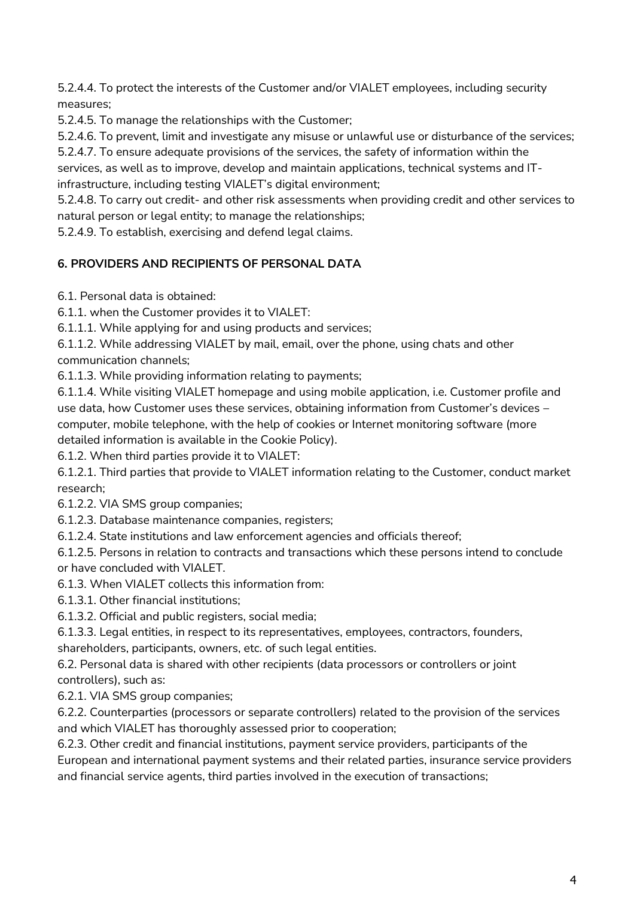5.2.4.4. To protect the interests of the Customer and/or VIALET employees, including security measures;

5.2.4.5. To manage the relationships with the Customer;

5.2.4.6. To prevent, limit and investigate any misuse or unlawful use or disturbance of the services;

5.2.4.7. To ensure adequate provisions of the services, the safety of information within the services, as well as to improve, develop and maintain applications, technical systems and IT-infrastructure, including testing VIALET's digital environment;

5.2.4.8. To carry out credit- and other risk assessments when providing credit and other services to natural person or legal entity; to manage the relationships;

5.2.4.9. To establish, exercising and defend legal claims.

## 6. PROVIDERS AND RECIPIENTS OF PERSONAL DATA

6.1. Personal data is obtained:

6.1.1. when the Customer provides it to VIALET:

6.1.1.1. While applying for and using products and services;

6.1.1.2. While addressing VIALET by mail, email, over the phone, using chats and other communication channels;

6.1.1.3. While providing information relating to payments;

6.1.1.4. While visiting VIALET homepage and using mobile application, i.e. Customer profile and use data, how Customer uses these services, obtaining information from Customer's devices – computer, mobile telephone, with the help of cookies or Internet monitoring software (more detailed information is available in the Cookie Policy).

6.1.2. When third parties provide it to VIALET:

6.1.2.1. Third parties that provide to VIALET information relating to the Customer, conduct market research;

6.1.2.2. VIA SMS group companies;

6.1.2.3. Database maintenance companies, registers;

6.1.2.4. State institutions and law enforcement agencies and officials thereof;

6.1.2.5. Persons in relation to contracts and transactions which these persons intend to conclude or have concluded with VIALET.

6.1.3. When VIALET collects this information from:

6.1.3.1. Other financial institutions;

6.1.3.2. Official and public registers, social media;

6.1.3.3. Legal entities, in respect to its representatives, employees, contractors, founders, shareholders, participants, owners, etc. of such legal entities.

6.2. Personal data is shared with other recipients (data processors or controllers or joint controllers), such as:

6.2.1. VIA SMS group companies;

6.2.2. Counterparties (processors or separate controllers) related to the provision of the services and which VIALET has thoroughly assessed prior to cooperation;

6.2.3. Other credit and financial institutions, payment service providers, participants of the European and international payment systems and their related parties, insurance service providers and financial service agents, third parties involved in the execution of transactions;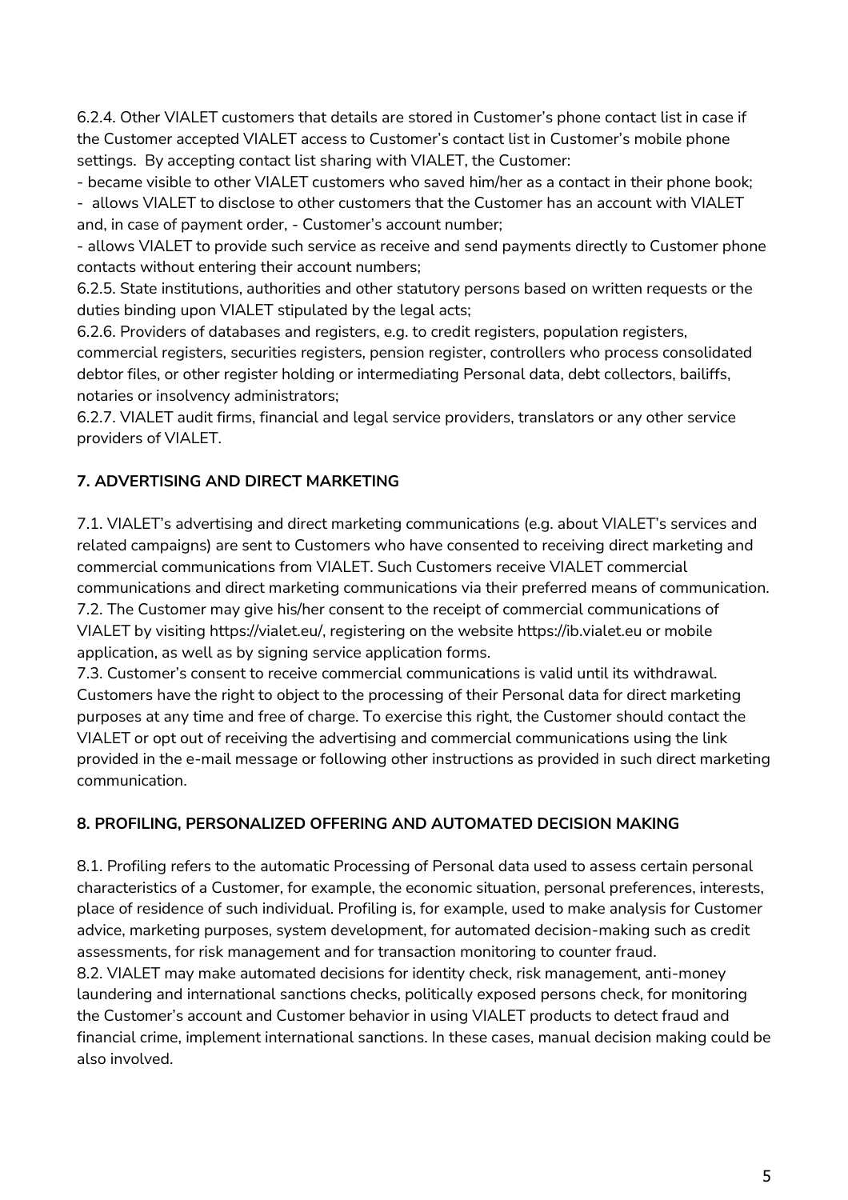6.2.4. Other VIALET customers that details are stored in Customer's phone contact list in case if the Customer accepted VIALET access to Customer's contact list in Customer's mobile phone settings. By accepting contact list sharing with VIALET, the Customer:

- became visible to other VIALET customers who saved him/her as a contact in their phone book;
- allows VIALET to disclose to other customers that the Customer has an account with VIALET and, in case of payment order, - Customer's account number;
- allows VIALET to provide such service as receive and send payments directly to Customer phone contacts without entering their account numbers;

6.2.5. State institutions, authorities and other statutory persons based on written requests or the duties binding upon VIALET stipulated by the legal acts;

6.2.6. Providers of databases and registers, e.g. to credit registers, population registers, commercial registers, securities registers, pension register, controllers who process consolidated debtor files, or other register holding or intermediating Personal data, debt collectors, bailiffs, notaries or insolvency administrators;

6.2.7. VIALET audit firms, financial and legal service providers, translators or any other service providers of VIALET.

## 7. ADVERTISING AND DIRECT MARKETING

7.1. VIALET's advertising and direct marketing communications (e.g. about VIALET's services and related campaigns) are sent to Customers who have consented to receiving direct marketing and commercial communications from VIALET. Such Customers receive VIALET commercial communications and direct marketing communications via their preferred means of communication.

7.2. The Customer may give his/her consent to the receipt of commercial communications of VIALET by visiting https://vialet.eu/, registering on the website https://ib.vialet.eu or mobile application, as well as by signing service application forms.

7.3. Customer's consent to receive commercial communications is valid until its withdrawal. Customers have the right to object to the processing of their Personal data for direct marketing purposes at any time and free of charge. To exercise this right, the Customer should contact the VIALET or opt out of receiving the advertising and commercial communications using the link provided in the e-mail message or following other instructions as provided in such direct marketing communication.

## 8. PROFILING, PERSONALIZED OFFERING AND AUTOMATED DECISION MAKING

8.1. Profiling refers to the automatic Processing of Personal data used to assess certain personal characteristics of a Customer, for example, the economic situation, personal preferences, interests, place of residence of such individual. Profiling is, for example, used to make analysis for Customer advice, marketing purposes, system development, for automated decision-making such as credit assessments, for risk management and for transaction monitoring to counter fraud.

8.2. VIALET may make automated decisions for identity check, risk management, anti-money laundering and international sanctions checks, politically exposed persons check, for monitoring the Customer's account and Customer behavior in using VIALET products to detect fraud and financial crime, implement international sanctions. In these cases, manual decision making could be also involved.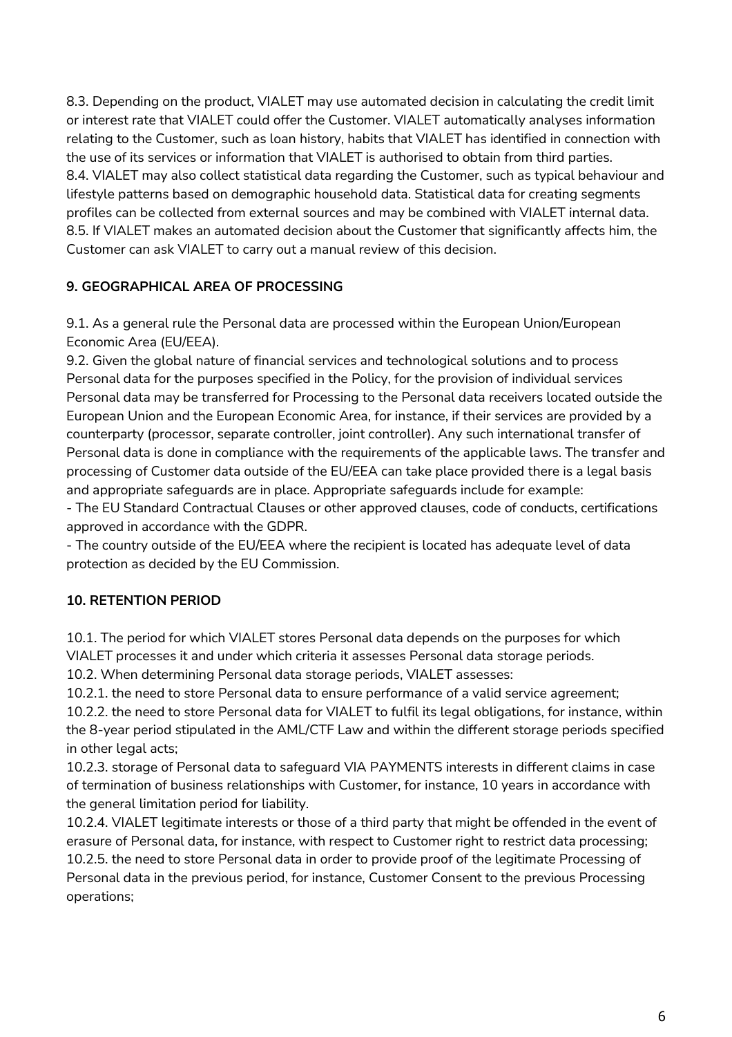8.3. Depending on the product, VIALET may use automated decision in calculating the credit limit or interest rate that VIALET could offer the Customer. VIALET automatically analyses information relating to the Customer, such as loan history, habits that VIALET has identified in connection with the use of its services or information that VIALET is authorised to obtain from third parties.
8.4. VIALET may also collect statistical data regarding the Customer, such as typical behaviour and lifestyle patterns based on demographic household data. Statistical data for creating segments profiles can be collected from external sources and may be combined with VIALET internal data.
8.5. If VIALET makes an automated decision about the Customer that significantly affects him, the Customer can ask VIALET to carry out a manual review of this decision.

## 9. GEOGRAPHICAL AREA OF PROCESSING

9.1. As a general rule the Personal data are processed within the European Union/European Economic Area (EU/EEA).
9.2. Given the global nature of financial services and technological solutions and to process Personal data for the purposes specified in the Policy, for the provision of individual services Personal data may be transferred for Processing to the Personal data receivers located outside the European Union and the European Economic Area, for instance, if their services are provided by a counterparty (processor, separate controller, joint controller). Any such international transfer of Personal data is done in compliance with the requirements of the applicable laws. The transfer and processing of Customer data outside of the EU/EEA can take place provided there is a legal basis and appropriate safeguards are in place. Appropriate safeguards include for example:
- The EU Standard Contractual Clauses or other approved clauses, code of conducts, certifications approved in accordance with the GDPR.
- The country outside of the EU/EEA where the recipient is located has adequate level of data protection as decided by the EU Commission.

## 10. RETENTION PERIOD

10.1. The period for which VIALET stores Personal data depends on the purposes for which VIALET processes it and under which criteria it assesses Personal data storage periods.
10.2. When determining Personal data storage periods, VIALET assesses:
10.2.1. the need to store Personal data to ensure performance of a valid service agreement;
10.2.2. the need to store Personal data for VIALET to fulfil its legal obligations, for instance, within the 8-year period stipulated in the AML/CTF Law and within the different storage periods specified in other legal acts;
10.2.3. storage of Personal data to safeguard VIA PAYMENTS interests in different claims in case of termination of business relationships with Customer, for instance, 10 years in accordance with the general limitation period for liability.
10.2.4. VIALET legitimate interests or those of a third party that might be offended in the event of erasure of Personal data, for instance, with respect to Customer right to restrict data processing;
10.2.5. the need to store Personal data in order to provide proof of the legitimate Processing of Personal data in the previous period, for instance, Customer Consent to the previous Processing operations;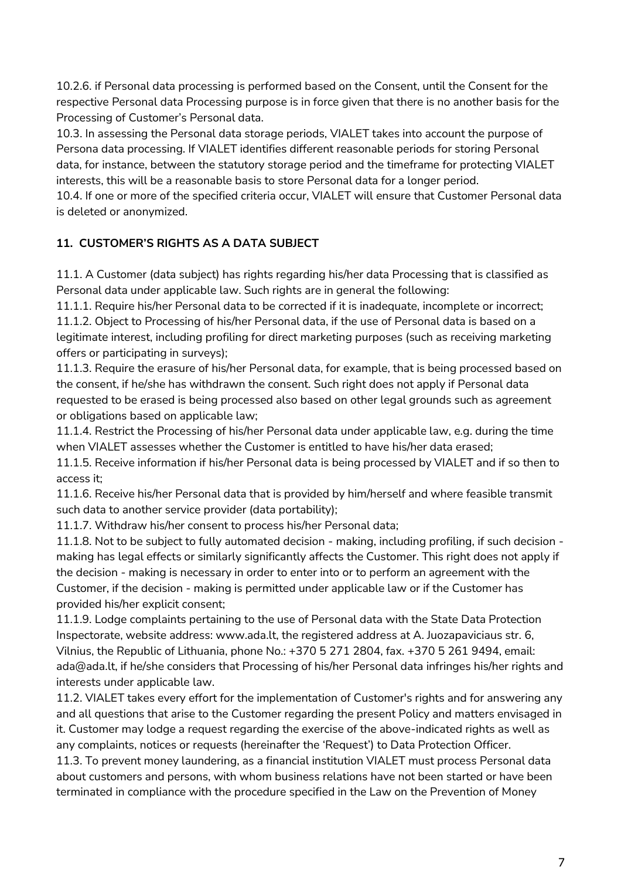10.2.6. if Personal data processing is performed based on the Consent, until the Consent for the respective Personal data Processing purpose is in force given that there is no another basis for the Processing of Customer's Personal data.

10.3. In assessing the Personal data storage periods, VIALET takes into account the purpose of Persona data processing. If VIALET identifies different reasonable periods for storing Personal data, for instance, between the statutory storage period and the timeframe for protecting VIALET interests, this will be a reasonable basis to store Personal data for a longer period.

10.4. If one or more of the specified criteria occur, VIALET will ensure that Customer Personal data is deleted or anonymized.

## 11. CUSTOMER'S RIGHTS AS A DATA SUBJECT

11.1. A Customer (data subject) has rights regarding his/her data Processing that is classified as Personal data under applicable law. Such rights are in general the following:

11.1.1. Require his/her Personal data to be corrected if it is inadequate, incomplete or incorrect;

11.1.2. Object to Processing of his/her Personal data, if the use of Personal data is based on a legitimate interest, including profiling for direct marketing purposes (such as receiving marketing offers or participating in surveys);

11.1.3. Require the erasure of his/her Personal data, for example, that is being processed based on the consent, if he/she has withdrawn the consent. Such right does not apply if Personal data requested to be erased is being processed also based on other legal grounds such as agreement or obligations based on applicable law;

11.1.4. Restrict the Processing of his/her Personal data under applicable law, e.g. during the time when VIALET assesses whether the Customer is entitled to have his/her data erased;

11.1.5. Receive information if his/her Personal data is being processed by VIALET and if so then to access it;

11.1.6. Receive his/her Personal data that is provided by him/herself and where feasible transmit such data to another service provider (data portability);

11.1.7. Withdraw his/her consent to process his/her Personal data;

11.1.8. Not to be subject to fully automated decision - making, including profiling, if such decision - making has legal effects or similarly significantly affects the Customer. This right does not apply if the decision - making is necessary in order to enter into or to perform an agreement with the Customer, if the decision - making is permitted under applicable law or if the Customer has provided his/her explicit consent;

11.1.9. Lodge complaints pertaining to the use of Personal data with the State Data Protection Inspectorate, website address: www.ada.lt, the registered address at A. Juozapaviciaus str. 6, Vilnius, the Republic of Lithuania, phone No.: +370 5 271 2804, fax. +370 5 261 9494, email: ada@ada.lt, if he/she considers that Processing of his/her Personal data infringes his/her rights and interests under applicable law.

11.2. VIALET takes every effort for the implementation of Customer's rights and for answering any and all questions that arise to the Customer regarding the present Policy and matters envisaged in it. Customer may lodge a request regarding the exercise of the above-indicated rights as well as any complaints, notices or requests (hereinafter the 'Request') to Data Protection Officer.

11.3. To prevent money laundering, as a financial institution VIALET must process Personal data about customers and persons, with whom business relations have not been started or have been terminated in compliance with the procedure specified in the Law on the Prevention of Money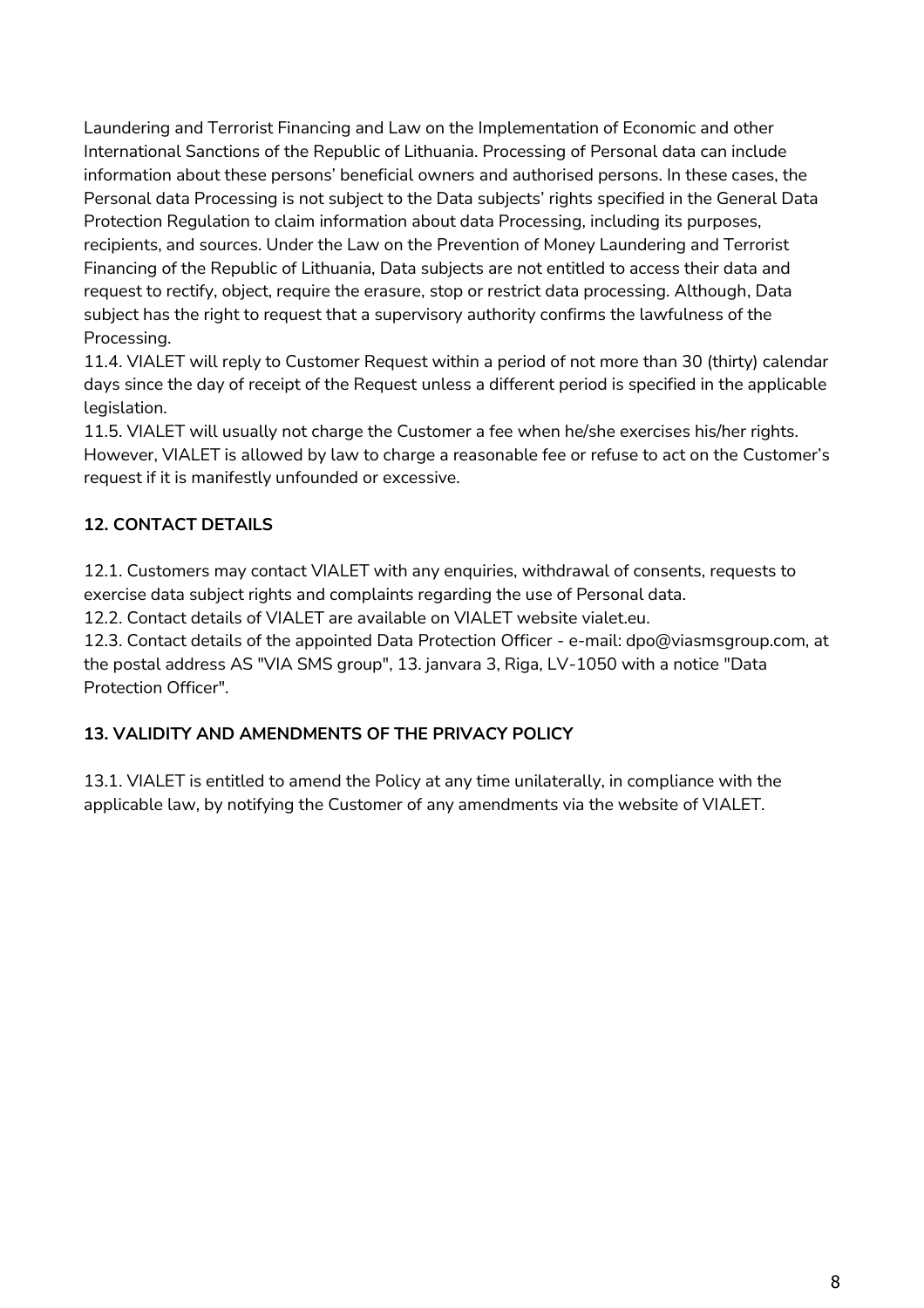Laundering and Terrorist Financing and Law on the Implementation of Economic and other International Sanctions of the Republic of Lithuania. Processing of Personal data can include information about these persons' beneficial owners and authorised persons. In these cases, the Personal data Processing is not subject to the Data subjects' rights specified in the General Data Protection Regulation to claim information about data Processing, including its purposes, recipients, and sources. Under the Law on the Prevention of Money Laundering and Terrorist Financing of the Republic of Lithuania, Data subjects are not entitled to access their data and request to rectify, object, require the erasure, stop or restrict data processing. Although, Data subject has the right to request that a supervisory authority confirms the lawfulness of the Processing.

11.4. VIALET will reply to Customer Request within a period of not more than 30 (thirty) calendar days since the day of receipt of the Request unless a different period is specified in the applicable legislation.

11.5. VIALET will usually not charge the Customer a fee when he/she exercises his/her rights. However, VIALET is allowed by law to charge a reasonable fee or refuse to act on the Customer's request if it is manifestly unfounded or excessive.

**12. CONTACT DETAILS**

12.1. Customers may contact VIALET with any enquiries, withdrawal of consents, requests to exercise data subject rights and complaints regarding the use of Personal data.

12.2. Contact details of VIALET are available on VIALET website vialet.eu.

12.3. Contact details of the appointed Data Protection Officer - e-mail: dpo@viasmsgroup.com, at the postal address AS "VIA SMS group", 13. janvara 3, Riga, LV-1050 with a notice "Data Protection Officer".

**13. VALIDITY AND AMENDMENTS OF THE PRIVACY POLICY**

13.1. VIALET is entitled to amend the Policy at any time unilaterally, in compliance with the applicable law, by notifying the Customer of any amendments via the website of VIALET.